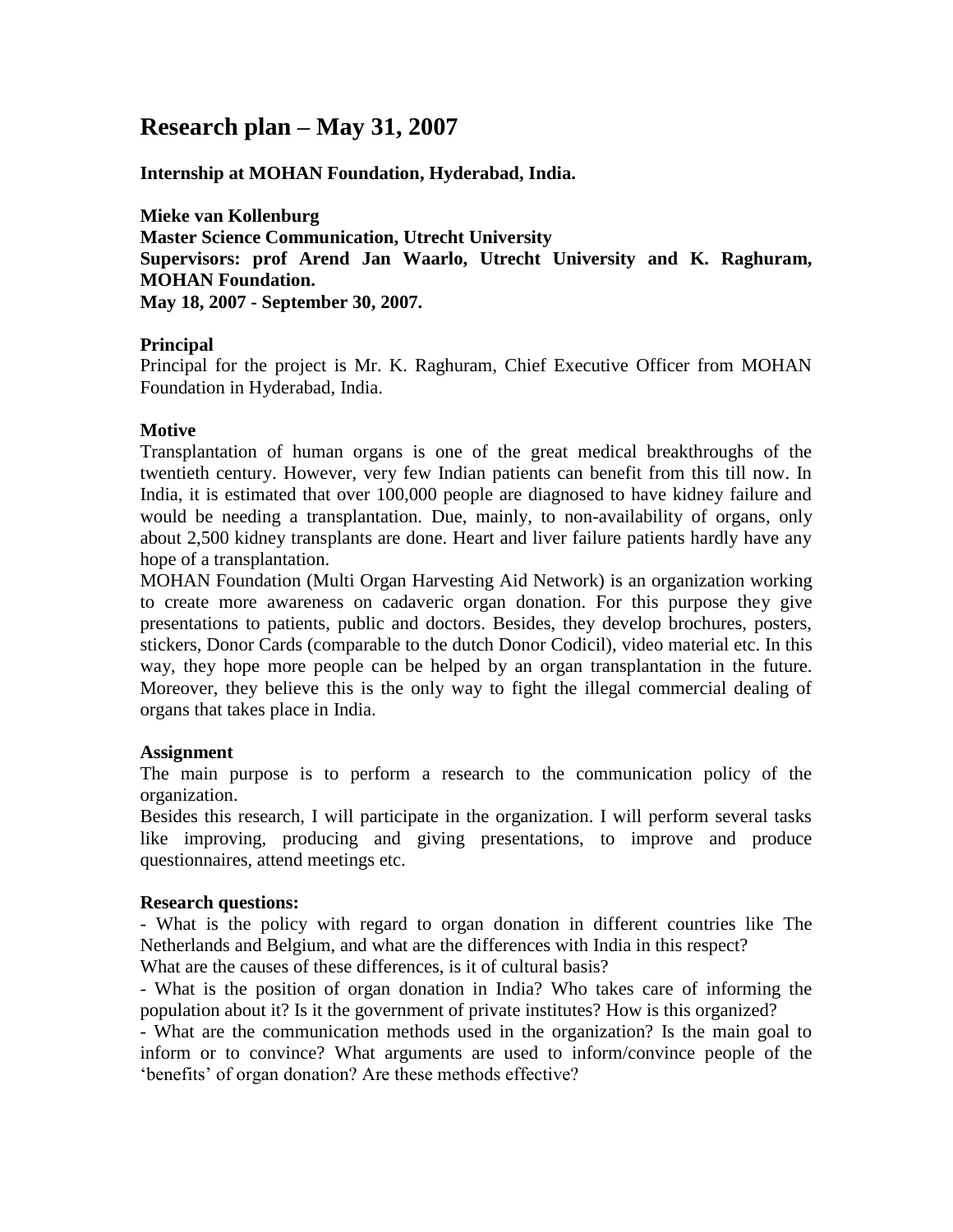# Research plan – May 31, 2007

**Internship at MOHAN Foundation, Hyderabad, India.**

**Mieke van Kollenburg**
**Master Science Communication, Utrecht University**
**Supervisors: prof Arend Jan Waarlo, Utrecht University and K. Raghuram, MOHAN Foundation.**
**May 18, 2007 - September 30, 2007.**

### Principal

Principal for the project is Mr. K. Raghuram, Chief Executive Officer from MOHAN Foundation in Hyderabad, India.

### Motive

Transplantation of human organs is one of the great medical breakthroughs of the twentieth century. However, very few Indian patients can benefit from this till now. In India, it is estimated that over 100,000 people are diagnosed to have kidney failure and would be needing a transplantation. Due, mainly, to non-availability of organs, only about 2,500 kidney transplants are done. Heart and liver failure patients hardly have any hope of a transplantation.

MOHAN Foundation (Multi Organ Harvesting Aid Network) is an organization working to create more awareness on cadaveric organ donation. For this purpose they give presentations to patients, public and doctors. Besides, they develop brochures, posters, stickers, Donor Cards (comparable to the dutch Donor Codicil), video material etc. In this way, they hope more people can be helped by an organ transplantation in the future. Moreover, they believe this is the only way to fight the illegal commercial dealing of organs that takes place in India.

### Assignment

The main purpose is to perform a research to the communication policy of the organization.

Besides this research, I will participate in the organization. I will perform several tasks like improving, producing and giving presentations, to improve and produce questionnaires, attend meetings etc.

### Research questions:

- What is the policy with regard to organ donation in different countries like The Netherlands and Belgium, and what are the differences with India in this respect? What are the causes of these differences, is it of cultural basis?
- What is the position of organ donation in India? Who takes care of informing the population about it? Is it the government of private institutes? How is this organized?
- What are the communication methods used in the organization? Is the main goal to inform or to convince? What arguments are used to inform/convince people of the 'benefits' of organ donation? Are these methods effective?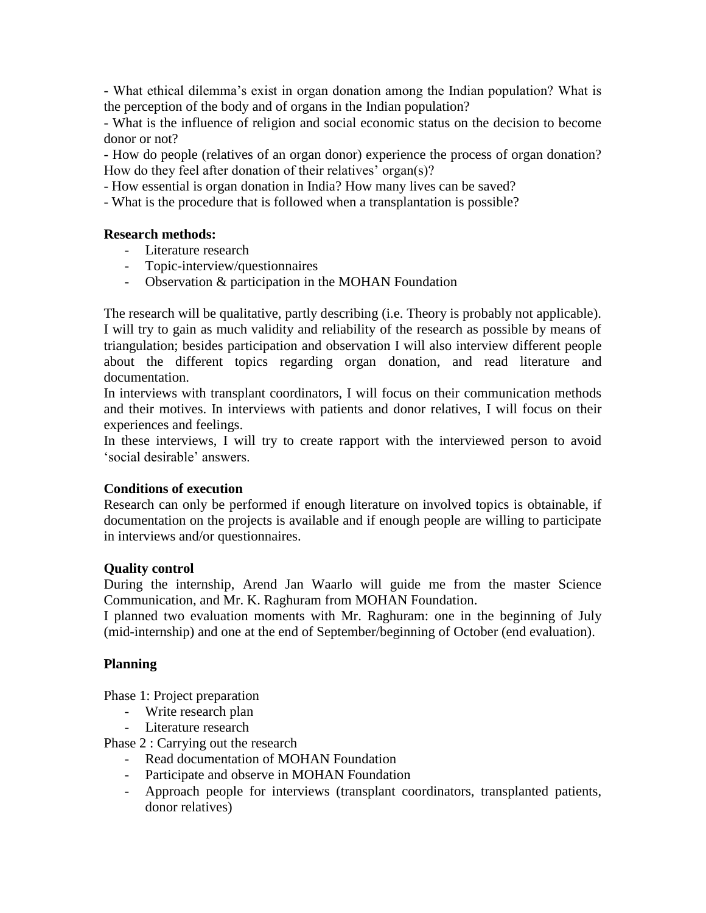- What ethical dilemma's exist in organ donation among the Indian population? What is the perception of the body and of organs in the Indian population?
- What is the influence of religion and social economic status on the decision to become donor or not?
- How do people (relatives of an organ donor) experience the process of organ donation? How do they feel after donation of their relatives' organ(s)?
- How essential is organ donation in India? How many lives can be saved?
- What is the procedure that is followed when a transplantation is possible?

**Research methods:**

- Literature research
- Topic-interview/questionnaires
- Observation & participation in the MOHAN Foundation

The research will be qualitative, partly describing (i.e. Theory is probably not applicable). I will try to gain as much validity and reliability of the research as possible by means of triangulation; besides participation and observation I will also interview different people about the different topics regarding organ donation, and read literature and documentation.
In interviews with transplant coordinators, I will focus on their communication methods and their motives. In interviews with patients and donor relatives, I will focus on their experiences and feelings.
In these interviews, I will try to create rapport with the interviewed person to avoid 'social desirable' answers.

**Conditions of execution**

Research can only be performed if enough literature on involved topics is obtainable, if documentation on the projects is available and if enough people are willing to participate in interviews and/or questionnaires.

**Quality control**

During the internship, Arend Jan Waarlo will guide me from the master Science Communication, and Mr. K. Raghuram from MOHAN Foundation.
I planned two evaluation moments with Mr. Raghuram: one in the beginning of July (mid-internship) and one at the end of September/beginning of October (end evaluation).

**Planning**

Phase 1: Project preparation

- Write research plan
- Literature research

Phase 2 : Carrying out the research

- Read documentation of MOHAN Foundation
- Participate and observe in MOHAN Foundation
- Approach people for interviews (transplant coordinators, transplanted patients, donor relatives)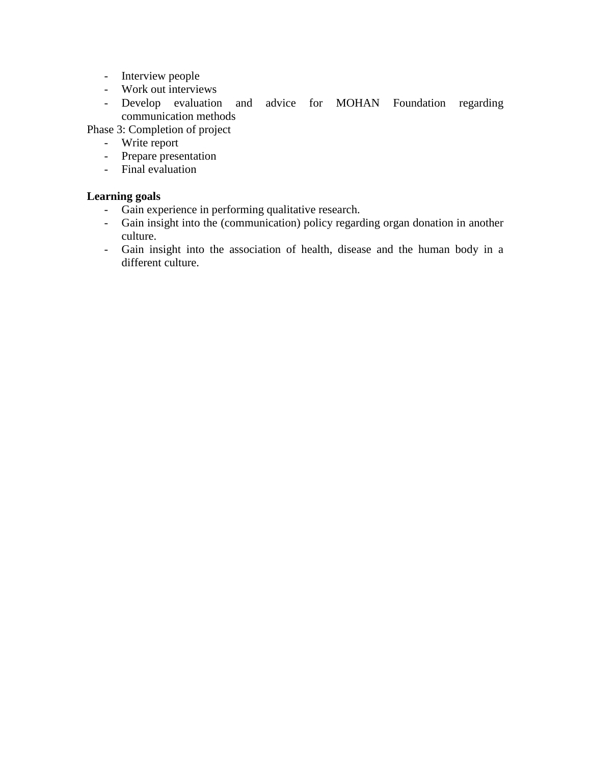- Interview people
- Work out interviews
- Develop evaluation and advice for MOHAN Foundation regarding communication methods

Phase 3: Completion of project

- Write report
- Prepare presentation
- Final evaluation

**Learning goals**

- Gain experience in performing qualitative research.
- Gain insight into the (communication) policy regarding organ donation in another culture.
- Gain insight into the association of health, disease and the human body in a different culture.